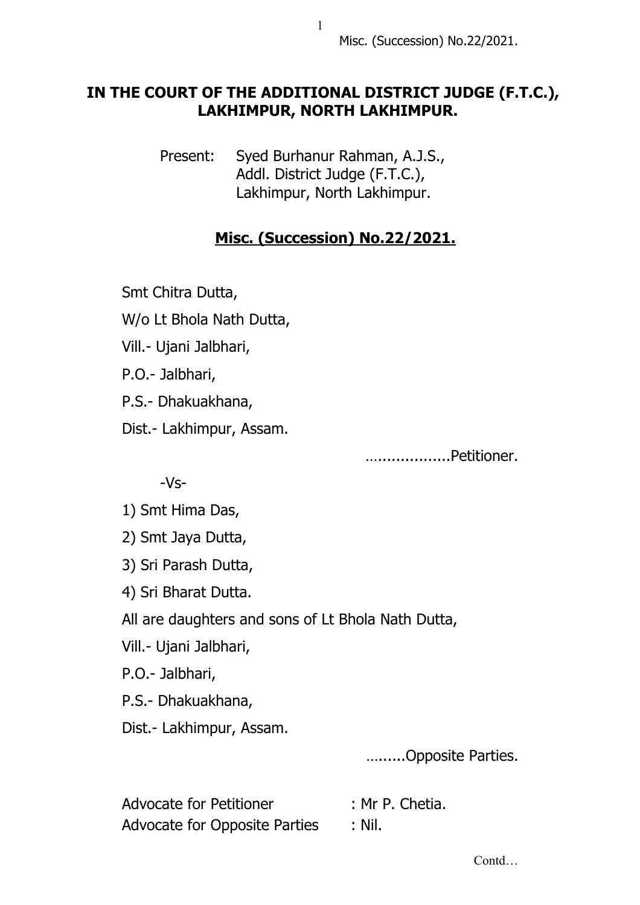**IN THE COURT OF THE ADDITIONAL DISTRICT JUDGE (F.T.C.), LAKHIMPUR, NORTH LAKHIMPUR.**

Present: Syed Burhanur Rahman, A.J.S.,
Addl. District Judge (F.T.C.),
Lakhimpur, North Lakhimpur.

**Misc. (Succession) No.22/2021.**

Smt Chitra Dutta,

W/o Lt Bhola Nath Dutta,

Vill.- Ujani Jalbhari,

P.O.- Jalbhari,

P.S.- Dhakuakhana,

Dist.- Lakhimpur, Assam.

...................Petitioner.

-Vs-

1) Smt Hima Das,

2) Smt Jaya Dutta,

3) Sri Parash Dutta,

4) Sri Bharat Dutta.

All are daughters and sons of Lt Bhola Nath Dutta,

Vill.- Ujani Jalbhari,

P.O.- Jalbhari,

P.S.- Dhakuakhana,

Dist.- Lakhimpur, Assam.

….......Opposite Parties.

Advocate for Petitioner : Mr P. Chetia.

Advocate for Opposite Parties : Nil.

Contd…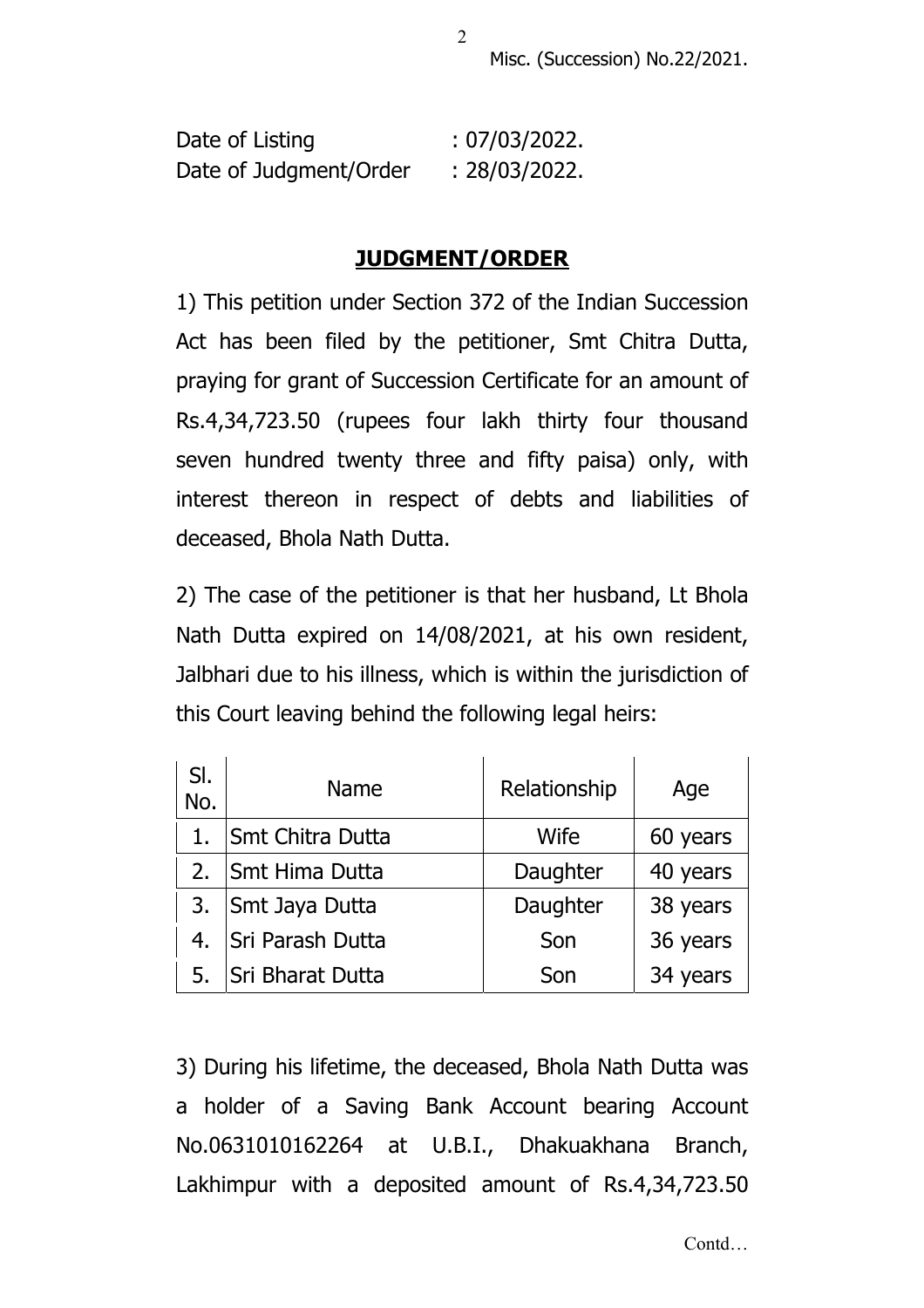Date of Listing : 07/03/2022.
Date of Judgment/Order : 28/03/2022.

## JUDGMENT/ORDER

1) This petition under Section 372 of the Indian Succession Act has been filed by the petitioner, Smt Chitra Dutta, praying for grant of Succession Certificate for an amount of Rs.4,34,723.50 (rupees four lakh thirty four thousand seven hundred twenty three and fifty paisa) only, with interest thereon in respect of debts and liabilities of deceased, Bhola Nath Dutta.

2) The case of the petitioner is that her husband, Lt Bhola Nath Dutta expired on 14/08/2021, at his own resident, Jalbhari due to his illness, which is within the jurisdiction of this Court leaving behind the following legal heirs:

| Sl. No. | Name | Relationship | Age |
|---|---|---|---|
| 1. | Smt Chitra Dutta | Wife | 60 years |
| 2. | Smt Hima Dutta | Daughter | 40 years |
| 3. | Smt Jaya Dutta | Daughter | 38 years |
| 4. | Sri Parash Dutta | Son | 36 years |
| 5. | Sri Bharat Dutta | Son | 34 years |

3) During his lifetime, the deceased, Bhola Nath Dutta was a holder of a Saving Bank Account bearing Account No.0631010162264 at U.B.I., Dhakuakhana Branch, Lakhimpur with a deposited amount of Rs.4,34,723.50

Contd…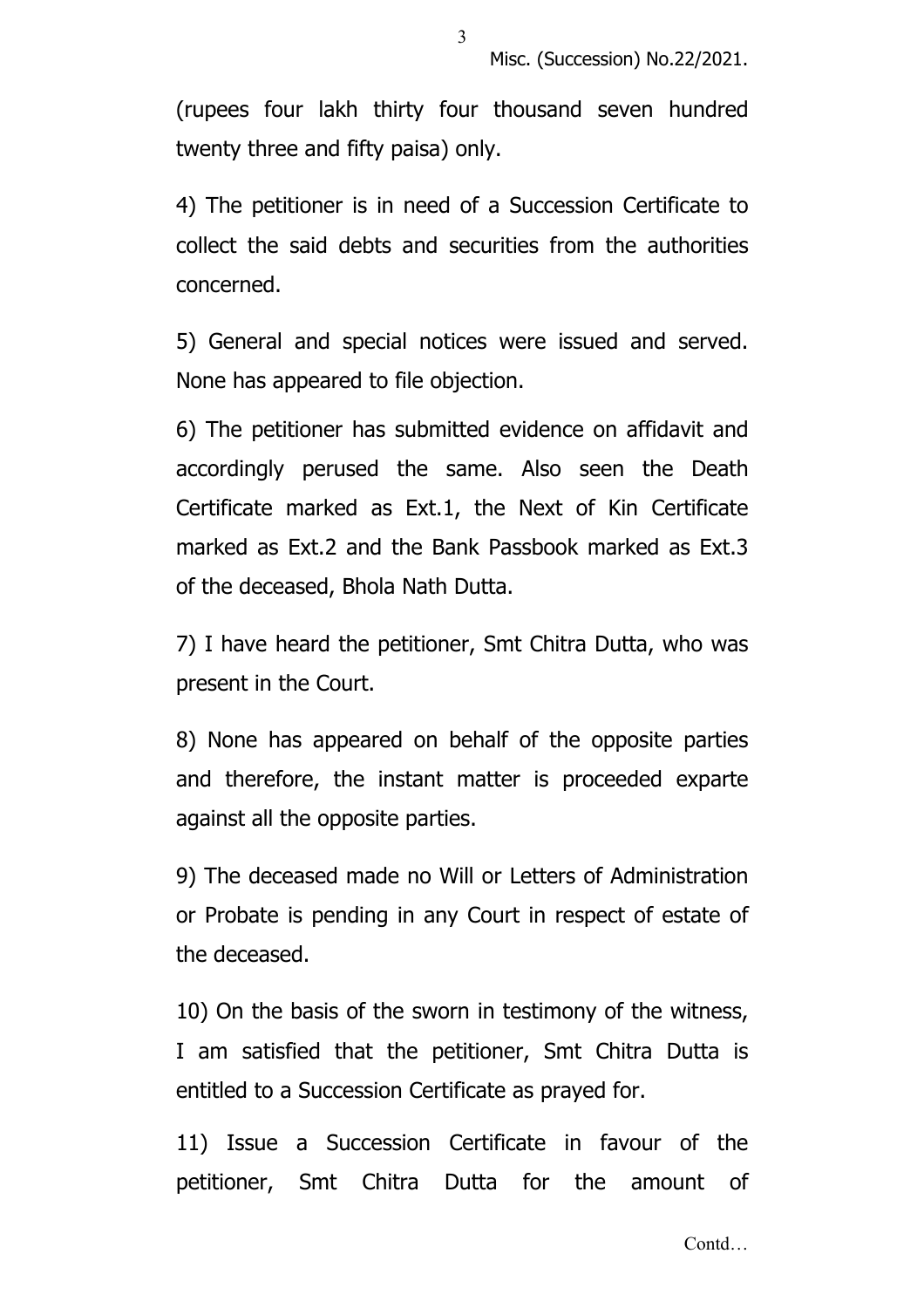(rupees four lakh thirty four thousand seven hundred twenty three and fifty paisa) only.

4) The petitioner is in need of a Succession Certificate to collect the said debts and securities from the authorities concerned.

5) General and special notices were issued and served. None has appeared to file objection.

6) The petitioner has submitted evidence on affidavit and accordingly perused the same. Also seen the Death Certificate marked as Ext.1, the Next of Kin Certificate marked as Ext.2 and the Bank Passbook marked as Ext.3 of the deceased, Bhola Nath Dutta.

7) I have heard the petitioner, Smt Chitra Dutta, who was present in the Court.

8) None has appeared on behalf of the opposite parties and therefore, the instant matter is proceeded exparte against all the opposite parties.

9) The deceased made no Will or Letters of Administration or Probate is pending in any Court in respect of estate of the deceased.

10) On the basis of the sworn in testimony of the witness, I am satisfied that the petitioner, Smt Chitra Dutta is entitled to a Succession Certificate as prayed for.

11) Issue a Succession Certificate in favour of the petitioner, Smt Chitra Dutta for the amount of

Contd…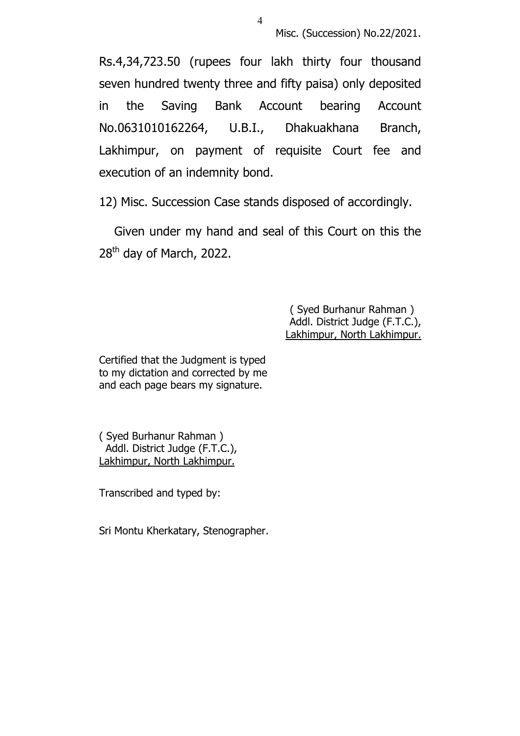Rs.4,34,723.50 (rupees four lakh thirty four thousand seven hundred twenty three and fifty paisa) only deposited in the Saving Bank Account bearing Account No.0631010162264, U.B.I., Dhakuakhana Branch, Lakhimpur, on payment of requisite Court fee and execution of an indemnity bond.

12) Misc. Succession Case stands disposed of accordingly.

Given under my hand and seal of this Court on this the 28th day of March, 2022.

( Syed Burhanur Rahman )
Addl. District Judge (F.T.C.),
Lakhimpur, North Lakhimpur.

Certified that the Judgment is typed to my dictation and corrected by me and each page bears my signature.

( Syed Burhanur Rahman )
Addl. District Judge (F.T.C.),
Lakhimpur, North Lakhimpur.

Transcribed and typed by:

Sri Montu Kherkatary, Stenographer.